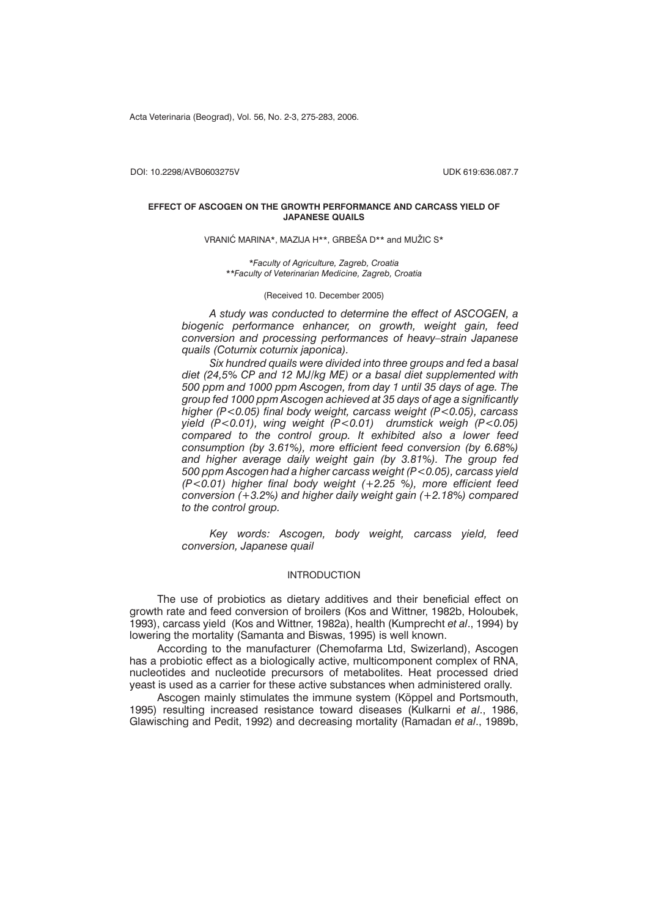DOI: 10.2298/AVB0603275V UDK 619:636.087.7

# EFFECT OF ASCOGEN ON THE GROWTH PERFORMANCE AND CARCASS YIELD OF JAPANESE QUAILS

VRANIĆ MARINA*, MAZIJA H**, GRBEŠA D** and MUŽIC S*

*\*Faculty of Agriculture, Zagreb, Croatia*
*\*\*Faculty of Veterinarian Medicine, Zagreb, Croatia*

(Received 10. December 2005)

*A study was conducted to determine the effect of ASCOGEN, a biogenic performance enhancer, on growth, weight gain, feed conversion and processing performances of heavy–strain Japanese quails (Coturnix coturnix japonica).*

*Six hundred quails were divided into three groups and fed a basal diet (24,5% CP and 12 MJ/kg ME) or a basal diet supplemented with 500 ppm and 1000 ppm Ascogen, from day 1 until 35 days of age. The group fed 1000 ppm Ascogen achieved at 35 days of age a significantly higher ($P<0.05$) final body weight, carcass weight ($P<0.05$), carcass yield ($P<0.01$), wing weight ($P<0.01$) drumstick weigh ($P<0.05$) compared to the control group. It exhibited also a lower feed consumption (by 3.61%), more efficient feed conversion (by 6.68%) and higher average daily weight gain (by 3.81%). The group fed 500 ppm Ascogen had a higher carcass weight ($P<0.05$), carcass yield ($P<0.01$) higher final body weight (+2.25 %), more efficient feed conversion (+3.2%) and higher daily weight gain (+2.18%) compared to the control group.*

*Key words: Ascogen, body weight, carcass yield, feed conversion, Japanese quail*

## INTRODUCTION

The use of probiotics as dietary additives and their beneficial effect on growth rate and feed conversion of broilers (Kos and Wittner, 1982b, Holoubek, 1993), carcass yield (Kos and Wittner, 1982a), health (Kumprecht *et al*., 1994) by lowering the mortality (Samanta and Biswas, 1995) is well known.

According to the manufacturer (Chemofarma Ltd, Swizerland), Ascogen has a probiotic effect as a biologically active, multicomponent complex of RNA, nucleotides and nucleotide precursors of metabolites. Heat processed dried yeast is used as a carrier for these active substances when administered orally.

Ascogen mainly stimulates the immune system (Köppel and Portsmouth, 1995) resulting increased resistance toward diseases (Kulkarni *et al*., 1986, Glawisching and Pedit, 1992) and decreasing mortality (Ramadan *et al*., 1989b,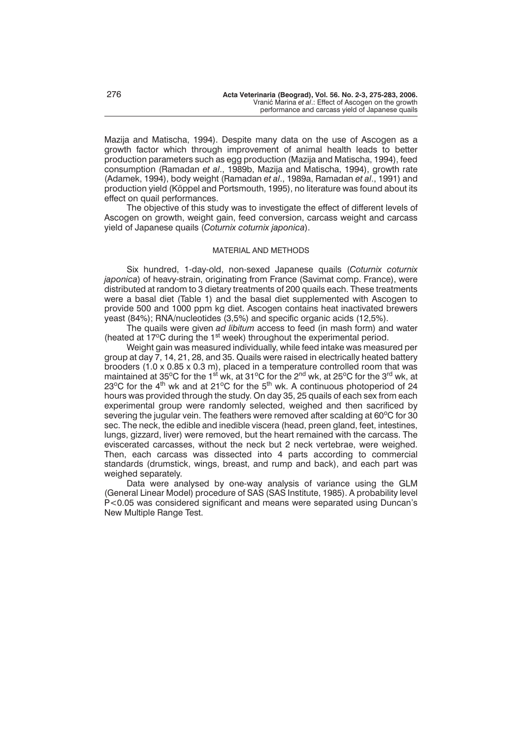Mazija and Matischa, 1994). Despite many data on the use of Ascogen as a growth factor which through improvement of animal health leads to better production parameters such as egg production (Mazija and Matischa, 1994), feed consumption (Ramadan *et al*., 1989b, Mazija and Matischa, 1994), growth rate (Adamek, 1994), body weight (Ramadan *et al*., 1989a, Ramadan *et al*., 1991) and production yield (Köppel and Portsmouth, 1995), no literature was found about its effect on quail performances.

The objective of this study was to investigate the effect of different levels of Ascogen on growth, weight gain, feed conversion, carcass weight and carcass yield of Japanese quails (*Coturnix coturnix japonica*).

## MATERIAL AND METHODS

Six hundred, 1-day-old, non-sexed Japanese quails (*Coturnix coturnix japonica*) of heavy-strain, originating from France (Savimat comp. France), were distributed at random to 3 dietary treatments of 200 quails each. These treatments were a basal diet (Table 1) and the basal diet supplemented with Ascogen to provide 500 and 1000 ppm kg diet. Ascogen contains heat inactivated brewers yeast (84%); RNA/nucleotides (3,5%) and specific organic acids (12,5%).

The quails were given *ad libitum* access to feed (in mash form) and water (heated at 17°C during the 1st week) throughout the experimental period.

Weight gain was measured individually, while feed intake was measured per group at day 7, 14, 21, 28, and 35. Quails were raised in electrically heated battery brooders (1.0 x 0.85 x 0.3 m), placed in a temperature controlled room that was maintained at 35°C for the 1st wk, at 31°C for the 2nd wk, at 25°C for the 3rd wk, at 23°C for the 4th wk and at 21°C for the 5th wk. A continuous photoperiod of 24 hours was provided through the study. On day 35, 25 quails of each sex from each experimental group were randomly selected, weighed and then sacrificed by severing the jugular vein. The feathers were removed after scalding at 60°C for 30 sec. The neck, the edible and inedible viscera (head, preen gland, feet, intestines, lungs, gizzard, liver) were removed, but the heart remained with the carcass. The eviscerated carcasses, without the neck but 2 neck vertebrae, were weighed. Then, each carcass was dissected into 4 parts according to commercial standards (drumstick, wings, breast, and rump and back), and each part was weighed separately.

Data were analysed by one-way analysis of variance using the GLM (General Linear Model) procedure of SAS (SAS Institute, 1985). A probability level $P<0.05$ was considered significant and means were separated using Duncan's New Multiple Range Test.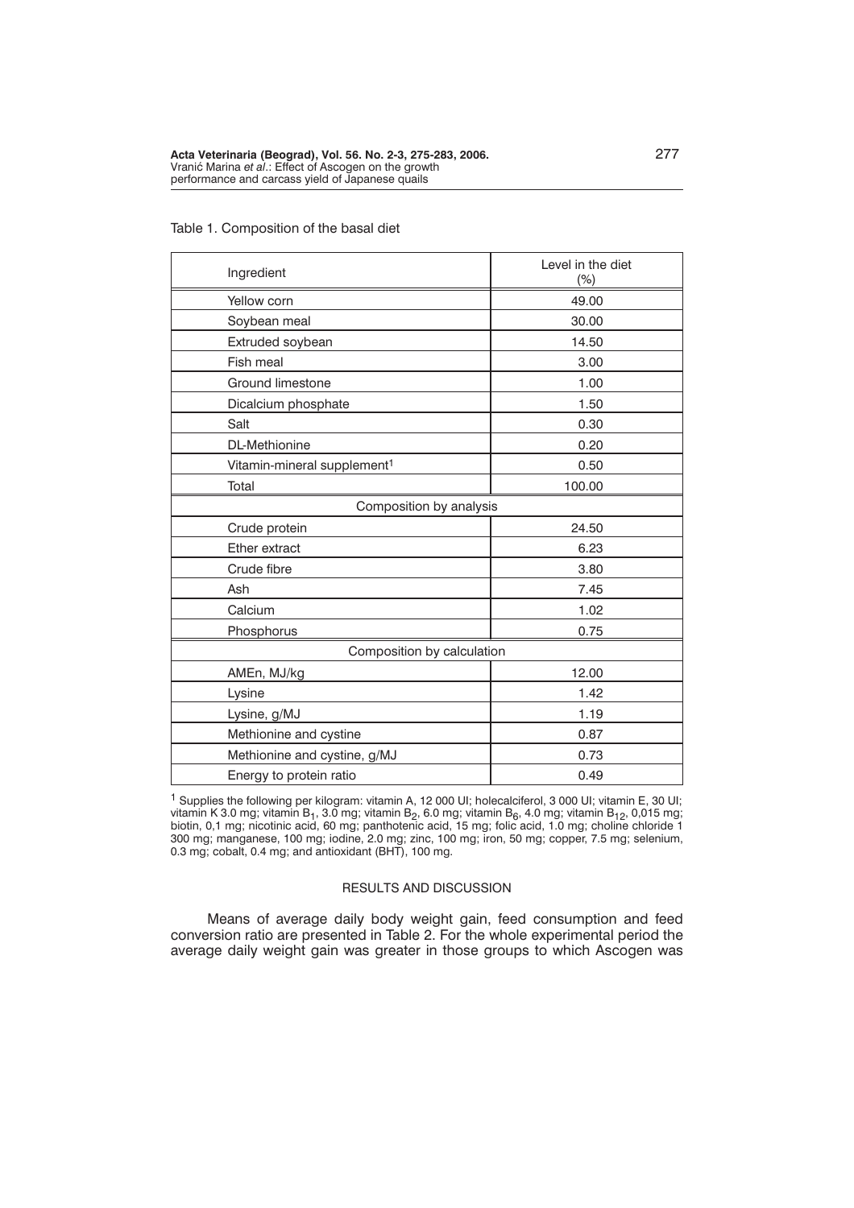Table 1. Composition of the basal diet

| Ingredient | Level in the diet (%) |
|---|---|
| Yellow corn | 49.00 |
| Soybean meal | 30.00 |
| Extruded soybean | 14.50 |
| Fish meal | 3.00 |
| Ground limestone | 1.00 |
| Dicalcium phosphate | 1.50 |
| Salt | 0.30 |
| DL-Methionine | 0.20 |
| Vitamin-mineral supplement[1] | 0.50 |
| Total | 100.00 |
| Composition by analysis | |
| Crude protein | 24.50 |
| Ether extract | 6.23 |
| Crude fibre | 3.80 |
| Ash | 7.45 |
| Calcium | 1.02 |
| Phosphorus | 0.75 |
| Composition by calculation | |
| AMEn, MJ/kg | 12.00 |
| Lysine | 1.42 |
| Lysine, g/MJ | 1.19 |
| Methionine and cystine | 0.87 |
| Methionine and cystine, g/MJ | 0.73 |
| Energy to protein ratio | 0.49 |

[1] Supplies the following per kilogram: vitamin A, 12 000 UI; holecalciferol, 3 000 UI; vitamin E, 30 UI; vitamin K 3.0 mg; vitamin $B_1$, 3.0 mg; vitamin $B_2$, 6.0 mg; vitamin $B_6$, 4.0 mg; vitamin $B_{12}$, 0,015 mg; biotin, 0,1 mg; nicotinic acid, 60 mg; panthotenic acid, 15 mg; folic acid, 1.0 mg; choline chloride 1 300 mg; manganese, 100 mg; iodine, 2.0 mg; zinc, 100 mg; iron, 50 mg; copper, 7.5 mg; selenium, 0.3 mg; cobalt, 0.4 mg; and antioxidant (BHT), 100 mg.

## RESULTS AND DISCUSSION

Means of average daily body weight gain, feed consumption and feed conversion ratio are presented in Table 2. For the whole experimental period the average daily weight gain was greater in those groups to which Ascogen was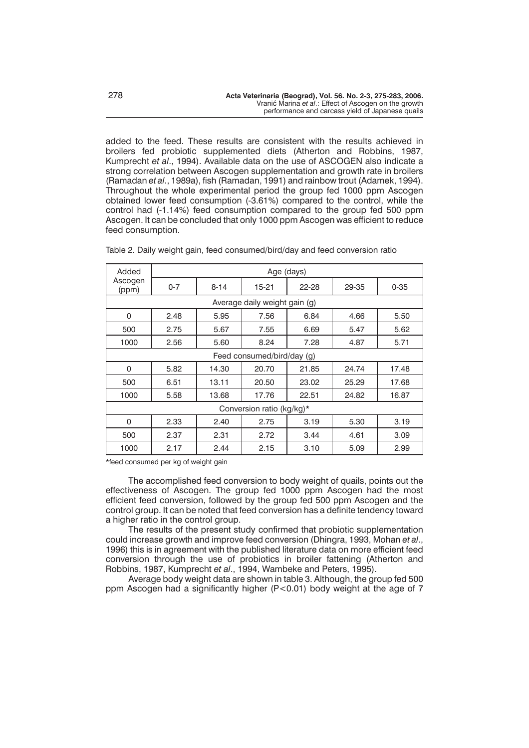added to the feed. These results are consistent with the results achieved in broilers fed probiotic supplemented diets (Atherton and Robbins, 1987, Kumprecht *et al*., 1994). Available data on the use of ASCOGEN also indicate a strong correlation between Ascogen supplementation and growth rate in broilers (Ramadan *et al*., 1989a), fish (Ramadan, 1991) and rainbow trout (Adamek, 1994). Throughout the whole experimental period the group fed 1000 ppm Ascogen obtained lower feed consumption (-3.61%) compared to the control, while the control had (-1.14%) feed consumption compared to the group fed 500 ppm Ascogen. It can be concluded that only 1000 ppm Ascogen was efficient to reduce feed consumption.

Table 2. Daily weight gain, feed consumed/bird/day and feed conversion ratio

| Added Ascogen (ppm) | Age (days) | | | | | |
|---|---|---|---|---|---|---|
| | 0-7 | 8-14 | 15-21 | 22-28 | 29-35 | 0-35 |
| Average daily weight gain (g) | | | | | | |
| 0 | 2.48 | 5.95 | 7.56 | 6.84 | 4.66 | 5.50 |
| 500 | 2.75 | 5.67 | 7.55 | 6.69 | 5.47 | 5.62 |
| 1000 | 2.56 | 5.60 | 8.24 | 7.28 | 4.87 | 5.71 |
| Feed consumed/bird/day (g) | | | | | | |
| 0 | 5.82 | 14.30 | 20.70 | 21.85 | 24.74 | 17.48 |
| 500 | 6.51 | 13.11 | 20.50 | 23.02 | 25.29 | 17.68 |
| 1000 | 5.58 | 13.68 | 17.76 | 22.51 | 24.82 | 16.87 |
| Conversion ratio (kg/kg)* | | | | | | |
| 0 | 2.33 | 2.40 | 2.75 | 3.19 | 5.30 | 3.19 |
| 500 | 2.37 | 2.31 | 2.72 | 3.44 | 4.61 | 3.09 |
| 1000 | 2.17 | 2.44 | 2.15 | 3.10 | 5.09 | 2.99 |

*feed consumed per kg of weight gain

The accomplished feed conversion to body weight of quails, points out the effectiveness of Ascogen. The group fed 1000 ppm Ascogen had the most efficient feed conversion, followed by the group fed 500 ppm Ascogen and the control group. It can be noted that feed conversion has a definite tendency toward a higher ratio in the control group.

The results of the present study confirmed that probiotic supplementation could increase growth and improve feed conversion (Dhingra, 1993, Mohan *et al*., 1996) this is in agreement with the published literature data on more efficient feed conversion through the use of probiotics in broiler fattening (Atherton and Robbins, 1987, Kumprecht *et al*., 1994, Wambeke and Peters, 1995).

Average body weight data are shown in table 3. Although, the group fed 500 ppm Ascogen had a significantly higher ($P<0.01$) body weight at the age of 7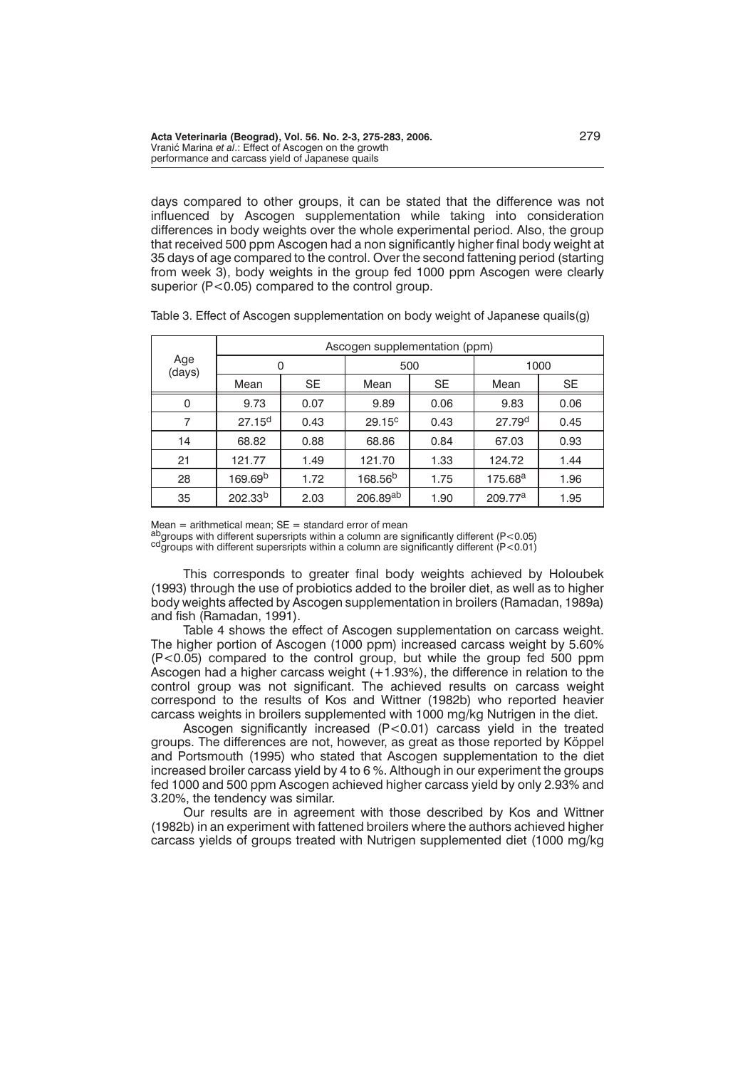days compared to other groups, it can be stated that the difference was not influenced by Ascogen supplementation while taking into consideration differences in body weights over the whole experimental period. Also, the group that received 500 ppm Ascogen had a non significantly higher final body weight at 35 days of age compared to the control. Over the second fattening period (starting from week 3), body weights in the group fed 1000 ppm Ascogen were clearly superior ($P<0.05$) compared to the control group.

Table 3. Effect of Ascogen supplementation on body weight of Japanese quails(g)

| Age (days) | Ascogen supplementation (ppm) | | | | | |
|---|---|---|---|---|---|---|
| | 0 | | 500 | | 1000 | |
| | Mean | SE | Mean | SE | Mean | SE |
| 0 | 9.73 | 0.07 | 9.89 | 0.06 | 9.83 | 0.06 |
| 7 | 27.15[d] | 0.43 | 29.15[c] | 0.43 | 27.79[d] | 0.45 |
| 14 | 68.82 | 0.88 | 68.86 | 0.84 | 67.03 | 0.93 |
| 21 | 121.77 | 1.49 | 121.70 | 1.33 | 124.72 | 1.44 |
| 28 | 169.69[b] | 1.72 | 168.56[b] | 1.75 | 175.68[a] | 1.96 |
| 35 | 202.33[b] | 2.03 | 206.89[ab] | 1.90 | 209.77[a] | 1.95 |

Mean = arithmetical mean; SE = standard error of mean
[ab]groups with different supersripts within a column are significantly different ($P<0.05$)
[cd]groups with different supersripts within a column are significantly different ($P<0.01$)

This corresponds to greater final body weights achieved by Holoubek (1993) through the use of probiotics added to the broiler diet, as well as to higher body weights affected by Ascogen supplementation in broilers (Ramadan, 1989a) and fish (Ramadan, 1991).

Table 4 shows the effect of Ascogen supplementation on carcass weight. The higher portion of Ascogen (1000 ppm) increased carcass weight by 5.60% ($P<0.05$) compared to the control group, but while the group fed 500 ppm Ascogen had a higher carcass weight (+1.93%), the difference in relation to the control group was not significant. The achieved results on carcass weight correspond to the results of Kos and Wittner (1982b) who reported heavier carcass weights in broilers supplemented with 1000 mg/kg Nutrigen in the diet.

Ascogen significantly increased ($P<0.01$) carcass yield in the treated groups. The differences are not, however, as great as those reported by Köppel and Portsmouth (1995) who stated that Ascogen supplementation to the diet increased broiler carcass yield by 4 to 6 %. Although in our experiment the groups fed 1000 and 500 ppm Ascogen achieved higher carcass yield by only 2.93% and 3.20%, the tendency was similar.

Our results are in agreement with those described by Kos and Wittner (1982b) in an experiment with fattened broilers where the authors achieved higher carcass yields of groups treated with Nutrigen supplemented diet (1000 mg/kg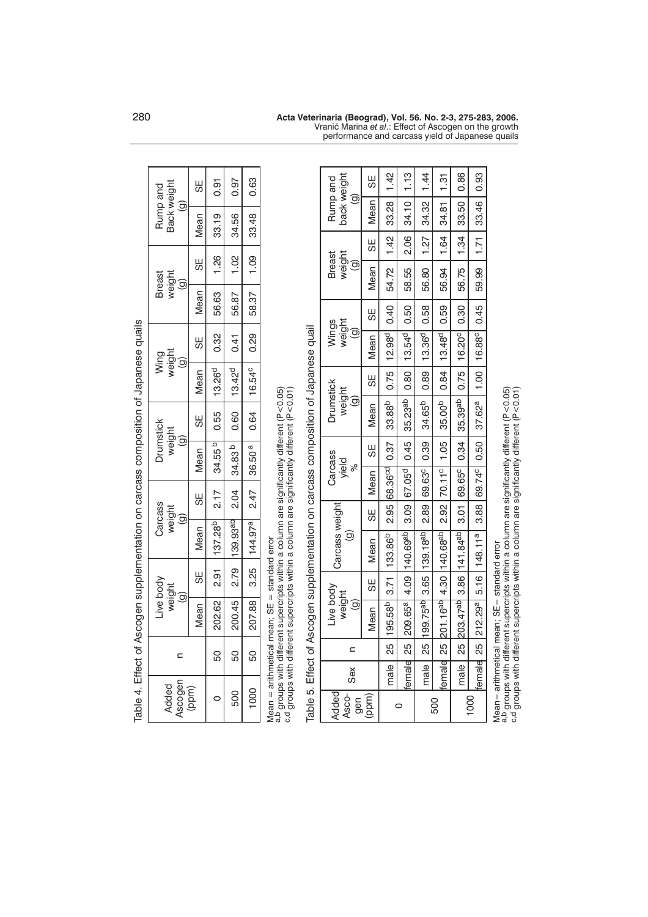Table 4. Effect of Ascogen supplementation on carcass composition of Japanese quails

| Added Ascogen (ppm) | n | Live body weight (g) | | Carcass weight (g) | | Drumstick weight (g) | | Wing weight (g) | | Breast weight (g) | | Rump and Back weight (g) | |
|---|---|---|---|---|---|---|---|---|---|---|---|---|---|
| | | Mean | SE | Mean | SE | Mean | SE | Mean | SE | Mean | SE | Mean | SE |
| 0 | 50 | 202.62 | 2.91 | 137.28$^{b}$ | 2.17 | 34.55$^{b}$ | 0.55 | 13.26$^{d}$ | 0.32 | 56.63 | 1.26 | 33.19 | 0.91 |
| 500 | 50 | 200.45 | 2.79 | 139.93$^{ab}$ | 2.04 | 34.83$^{b}$ | 0.60 | 13.42$^{d}$ | 0.41 | 56.87 | 1.02 | 34.56 | 0.97 |
| 1000 | 50 | 207.88 | 3.25 | 144.97$^{a}$ | 2.47 | 36.50$^{a}$ | 0.64 | 16.54$^{c}$ | 0.29 | 58.37 | 1.09 | 33.48 | 0.63 |

Mean = arithmetical mean; SE = standard error
a,b groups with different supercripts within a column are significantly different (P<0.05)
c,d groups with different supercripts within a column are significantly different (P<0.01)

Table 5. Effect of Ascogen supplementation on carcass composition of Japanese quail

| Added Ascogen (ppm) | Sex | n | Live body weight (g) | | Carcass weight (g) | | Carcass yield % | | Drumstick weight (g) | | Wings weight (g) | | Breast weight (g) | | Rump and back weight (g) | |
|---|---|---|---|---|---|---|---|---|---|---|---|---|---|---|---|---|
| | | | Mean | SE | Mean | SE | Mean | SE | Mean | SE | Mean | SE | Mean | SE | Mean | SE |
| 0 | male | 25 | 195.58$^{b}$ | 3.71 | 133.86$^{b}$ | 2.95 | 68.36$^{cd}$ | 0.37 | 33.88$^{b}$ | 0.75 | 12.98$^{d}$ | 0.40 | 54.72 | 1.42 | 33.28 | 1.42 |
| | female | 25 | 209.65$^{a}$ | 4.09 | 140.69$^{ab}$ | 3.09 | 67.05$^{d}$ | 0.45 | 35.23$^{ab}$ | 0.80 | 13.54$^{d}$ | 0.50 | 58.55 | 2.06 | 34.10 | 1.13 |
| 500 | male | 25 | 199.75$^{ab}$ | 3.65 | 139.18$^{ab}$ | 2.89 | 69.63$^{c}$ | 0.39 | 34.65$^{b}$ | 0.89 | 13.36$^{d}$ | 0.58 | 56.80 | 1.27 | 34.32 | 1.44 |
| | female | 25 | 201.16$^{ab}$ | 4.30 | 140.68$^{ab}$ | 2.92 | 70.11$^{c}$ | 1.05 | 35.00$^{b}$ | 0.84 | 13.48$^{d}$ | 0.59 | 56.94 | 1.64 | 34.81 | 1.31 |
| 1000 | male | 25 | 203.47$^{ab}$ | 3.86 | 141.84$^{ab}$ | 3.01 | 69.65$^{c}$ | 0.34 | 35.39$^{ab}$ | 0.75 | 16.20$^{c}$ | 0.30 | 56.75 | 1.34 | 33.50 | 0.86 |
| | female | 25 | 212.29$^{a}$ | 5.16 | 148.11$^{a}$ | 3.88 | 69.74$^{c}$ | 0.50 | 37.62$^{a}$ | 1.00 | 16.88$^{c}$ | 0.45 | 59.99 | 1.71 | 33.46 | 0.93 |

Mean= arithmetical mean; SE= standard error
a,b groups with different supercripts within a column are significantly different (P<0.05)
c,d groups with different supercripts within a column are significantly different (P<0.01)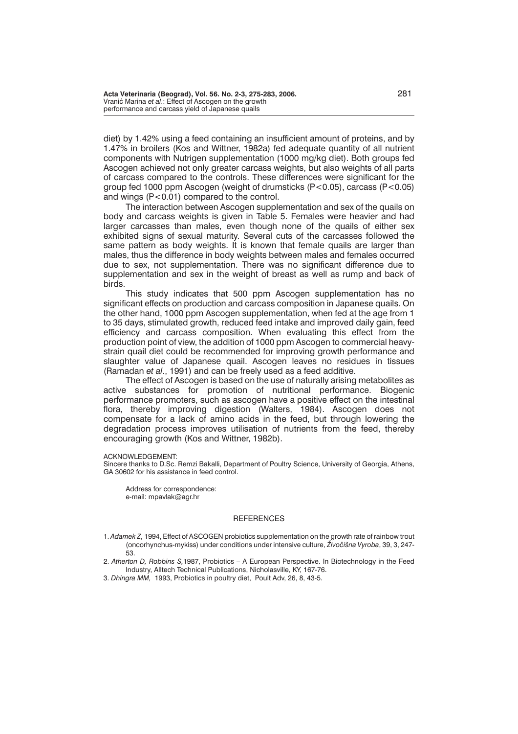diet) by 1.42% using a feed containing an insufficient amount of proteins, and by 1.47% in broilers (Kos and Wittner, 1982a) fed adequate quantity of all nutrient components with Nutrigen supplementation (1000 mg/kg diet). Both groups fed Ascogen achieved not only greater carcass weights, but also weights of all parts of carcass compared to the controls. These differences were significant for the group fed 1000 ppm Ascogen (weight of drumsticks ($P<0.05$), carcass ($P<0.05$) and wings ($P<0.01$) compared to the control.

The interaction between Ascogen supplementation and sex of the quails on body and carcass weights is given in Table 5. Females were heavier and had larger carcasses than males, even though none of the quails of either sex exhibited signs of sexual maturity. Several cuts of the carcasses followed the same pattern as body weights. It is known that female quails are larger than males, thus the difference in body weights between males and females occurred due to sex, not supplementation. There was no significant difference due to supplementation and sex in the weight of breast as well as rump and back of birds.

This study indicates that 500 ppm Ascogen supplementation has no significant effects on production and carcass composition in Japanese quails. On the other hand, 1000 ppm Ascogen supplementation, when fed at the age from 1 to 35 days, stimulated growth, reduced feed intake and improved daily gain, feed efficiency and carcass composition. When evaluating this effect from the production point of view, the addition of 1000 ppm Ascogen to commercial heavy-strain quail diet could be recommended for improving growth performance and slaughter value of Japanese quail. Ascogen leaves no residues in tissues (Ramadan *et al*., 1991) and can be freely used as a feed additive.

The effect of Ascogen is based on the use of naturally arising metabolites as active substances for promotion of nutritional performance. Biogenic performance promoters, such as ascogen have a positive effect on the intestinal flora, thereby improving digestion (Walters, 1984). Ascogen does not compensate for a lack of amino acids in the feed, but through lowering the degradation process improves utilisation of nutrients from the feed, thereby encouraging growth (Kos and Wittner, 1982b).

ACKNOWLEDGEMENT:
Sincere thanks to D.Sc. Remzi Bakalli, Department of Poultry Science, University of Georgia, Athens, GA 30602 for his assistance in feed control.

Address for correspondence:
e-mail: mpavlak@agr.hr

## REFERENCES

1. *Adamek Z,* 1994, Effect of ASCOGEN probiotics supplementation on the growth rate of rainbow trout (oncorhynchus-mykiss) under conditions under intensive culture, *Živočišna Vyroba*, 39, 3, 247-53.
2. *Atherton D, Robbins S,*1987, Probiotics – A European Perspective. In Biotechnology in the Feed Industry, Alltech Technical Publications, Nicholasville, KY, 167-76.
3. *Dhingra MM,* 1993, Probiotics in poultry diet, Poult Adv, 26, 8, 43-5.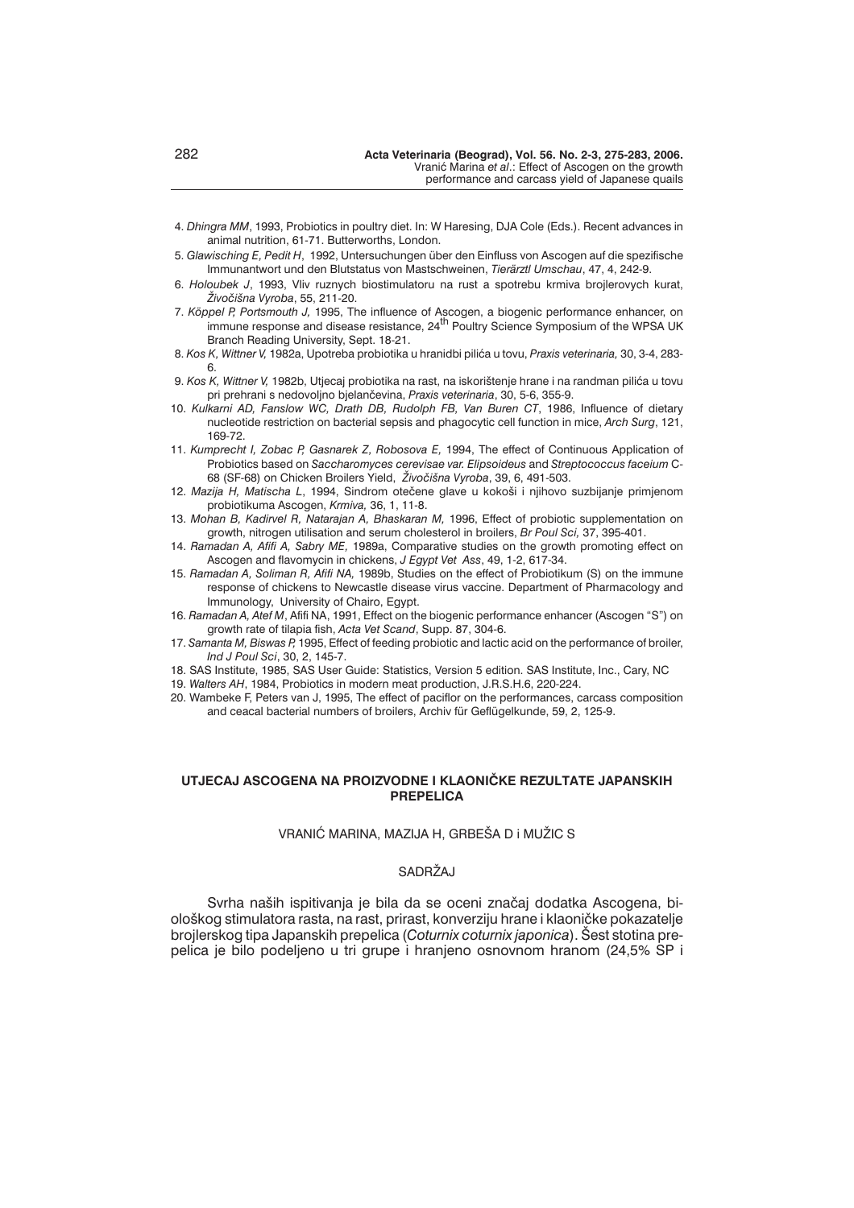4. *Dhingra MM*, 1993, Probiotics in poultry diet. In: W Haresing, DJA Cole (Eds.). Recent advances in animal nutrition, 61-71. Butterworths, London.
5. *Glawisching E, Pedit H*, 1992, Untersuchungen über den Einfluss von Ascogen auf die spezifische Immunantwort und den Blutstatus von Mastschweinen, *Tierärztl Umschau*, 47, 4, 242-9.
6. *Holoubek J*, 1993, Vliv ruznych biostimulatoru na rust a spotrebu krmiva brojlerovych kurat, *Živočišna Vyroba*, 55, 211-20.
7. *Köppel P, Portsmouth J,* 1995, The influence of Ascogen, a biogenic performance enhancer, on immune response and disease resistance, 24th Poultry Science Symposium of the WPSA UK Branch Reading University, Sept. 18-21.
8. *Kos K, Wittner V,* 1982a, Upotreba probiotika u hranidbi pilića u tovu, *Praxis veterinaria,* 30, 3-4, 283-6.
9. *Kos K, Wittner V,* 1982b, Utjecaj probiotika na rast, na iskorištenje hrane i na randman pilića u tovu pri prehrani s nedovoljno bjelančevina, *Praxis veterinaria*, 30, 5-6, 355-9.
10. *Kulkarni AD, Fanslow WC, Drath DB, Rudolph FB, Van Buren CT*, 1986, Influence of dietary nucleotide restriction on bacterial sepsis and phagocytic cell function in mice, *Arch Surg*, 121, 169-72.
11. *Kumprecht I, Zobac P, Gasnarek Z, Robosova E,* 1994, The effect of Continuous Application of Probiotics based on *Saccharomyces cerevisae var. Elipsoideus* and *Streptococcus faceium* C-68 (SF-68) on Chicken Broilers Yield, *Živočišna Vyroba*, 39, 6, 491-503.
12. *Mazija H, Matischa L*, 1994, Sindrom otečene glave u kokoši i njihovo suzbijanje primjenom probiotikuma Ascogen, *Krmiva,* 36, 1, 11-8.
13. *Mohan B, Kadirvel R, Natarajan A, Bhaskaran M,* 1996, Effect of probiotic supplementation on growth, nitrogen utilisation and serum cholesterol in broilers, *Br Poul Sci,* 37, 395-401.
14. *Ramadan A, Afifi A, Sabry ME,* 1989a, Comparative studies on the growth promoting effect on Ascogen and flavomycin in chickens, *J Egypt Vet Ass*, 49, 1-2, 617-34.
15. *Ramadan A, Soliman R, Afifi NA,* 1989b, Studies on the effect of Probiotikum (S) on the immune response of chickens to Newcastle disease virus vaccine. Department of Pharmacology and Immunology, University of Chairo, Egypt.
16. *Ramadan A, Atef M*, Afifi NA, 1991, Effect on the biogenic performance enhancer (Ascogen "S") on growth rate of tilapia fish, *Acta Vet Scand*, Supp. 87, 304-6.
17. *Samanta M, Biswas P,* 1995, Effect of feeding probiotic and lactic acid on the performance of broiler, *Ind J Poul Sci*, 30, 2, 145-7.
18. SAS Institute, 1985, SAS User Guide: Statistics, Version 5 edition. SAS Institute, Inc., Cary, NC
19. *Walters AH*, 1984, Probiotics in modern meat production, J.R.S.H.6, 220-224.
20. Wambeke F, Peters van J, 1995, The effect of paciflor on the performances, carcass composition and ceacal bacterial numbers of broilers, Archiv für Geflügelkunde, 59, 2, 125-9.

## UTJECAJ ASCOGENA NA PROIZVODNE I KLAONIČKE REZULTATE JAPANSKIH PREPELICA

VRANIĆ MARINA, MAZIJA H, GRBEŠA D i MUŽIC S

### SADRŽAJ

Svrha naših ispitivanja je bila da se oceni značaj dodatka Ascogena, biološkog stimulatora rasta, na rast, prirast, konverziju hrane i klaoničke pokazatelje brojlerskog tipa Japanskih prepelica (*Coturnix coturnix japonica*). Šest stotina prepelica je bilo podeljeno u tri grupe i hranjeno osnovnom hranom (24,5% SP i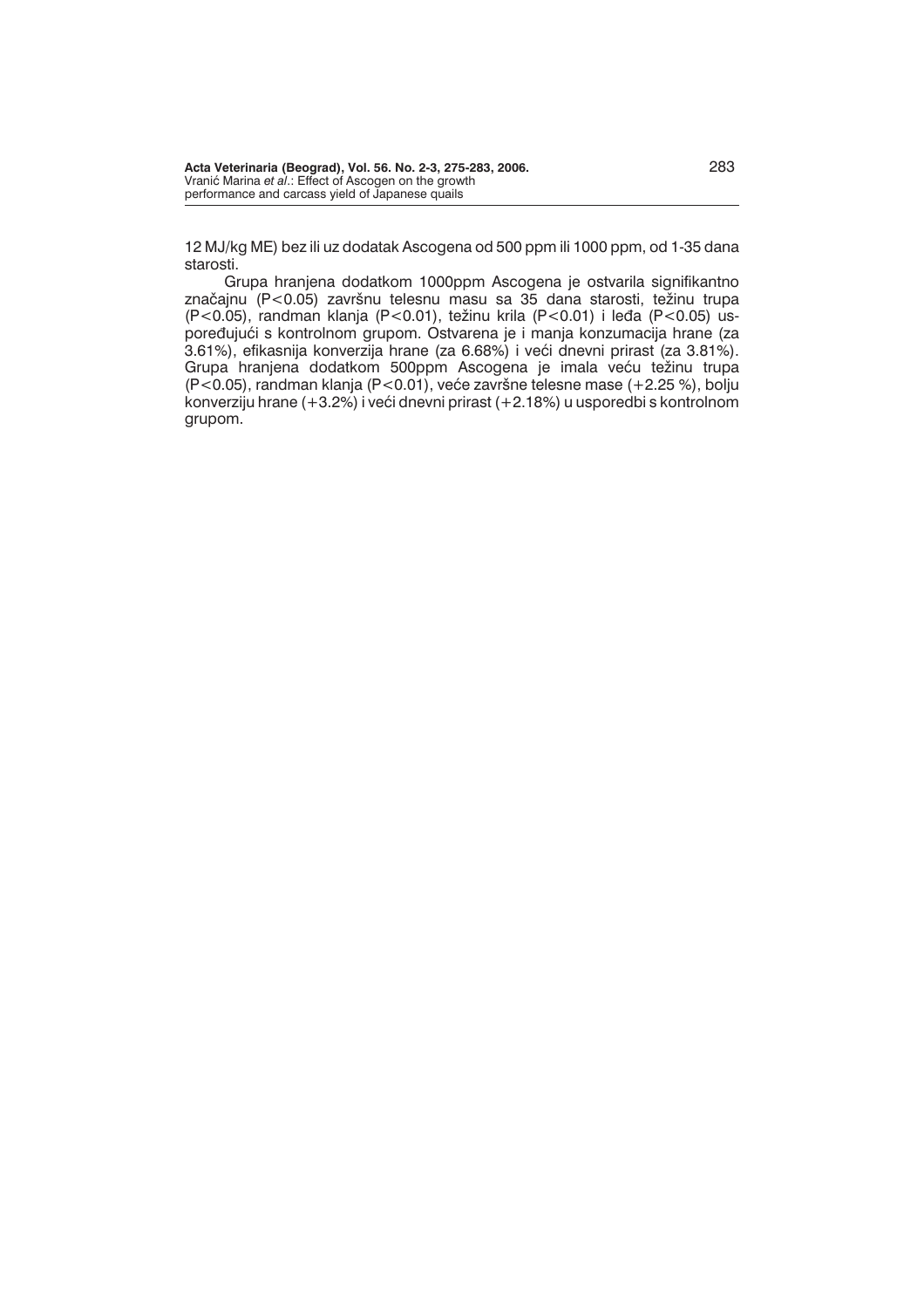12 MJ/kg ME) bez ili uz dodatak Ascogena od 500 ppm ili 1000 ppm, od 1-35 dana starosti.

Grupa hranjena dodatkom 1000ppm Ascogena je ostvarila signifikantno značajnu ($P<0.05$) završnu telesnu masu sa 35 dana starosti, težinu trupa ($P<0.05$), randman klanja ($P<0.01$), težinu krila ($P<0.01$) i leđa ($P<0.05$) uspoređujući s kontrolnom grupom. Ostvarena je i manja konzumacija hrane (za 3.61%), efikasnija konverzija hrane (za 6.68%) i veći dnevni prirast (za 3.81%). Grupa hranjena dodatkom 500ppm Ascogena je imala veću težinu trupa ($P<0.05$), randman klanja ($P<0.01$), veće završne telesne mase (+2.25 %), bolju konverziju hrane (+3.2%) i veći dnevni prirast (+2.18%) u usporedbi s kontrolnom grupom.